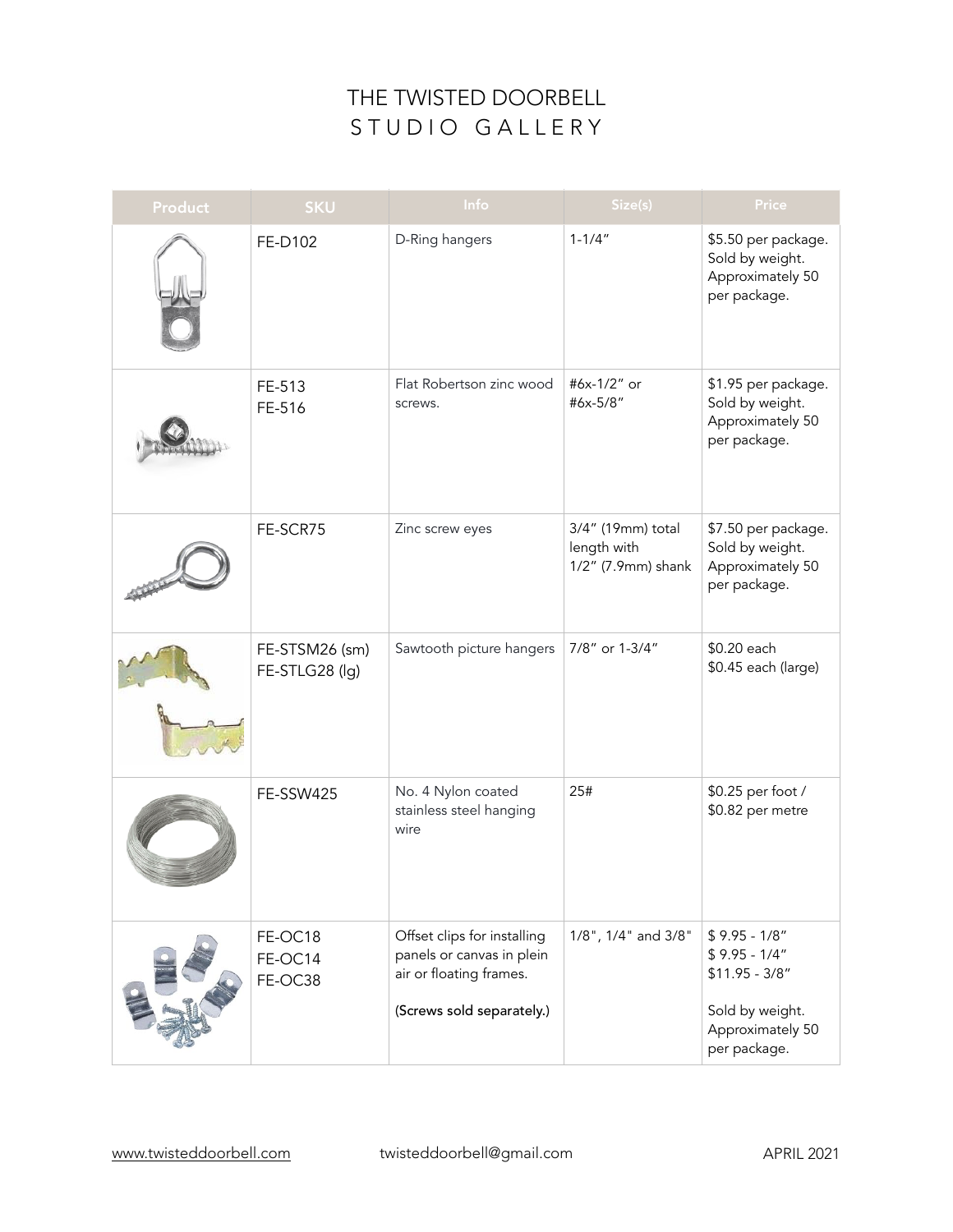# THE TWISTED DOORBELL
## STUDIO GALLERY

| Product | SKU | Info | Size(s) | Price |
|---|---|---|---|---|
| | FE-D102 | D-Ring hangers | 1-1/4" | $5.50 per package. Sold by weight. Approximately 50 per package. |
| | FE-513<br>FE-516 | Flat Robertson zinc wood screws. | #6x-1/2" or #6x-5/8" | $1.95 per package. Sold by weight. Approximately 50 per package. |
| | FE-SCR75 | Zinc screw eyes | 3/4" (19mm) total length with 1/2" (7.9mm) shank | $7.50 per package. Sold by weight. Approximately 50 per package. |
| | FE-STSM26 (sm)<br>FE-STLG28 (lg) | Sawtooth picture hangers | 7/8" or 1-3/4" | $0.20 each<br>$0.45 each (large) |
| | FE-SSW425 | No. 4 Nylon coated stainless steel hanging wire | 25# | $0.25 per foot / $0.82 per metre |
| | FE-OC18<br>FE-OC14<br>FE-OC38 | Offset clips for installing panels or canvas in plein air or floating frames.<br><br>(Screws sold separately.) | 1/8", 1/4" and 3/8" | $ 9.95 - 1/8"<br>$ 9.95 - 1/4"<br>$11.95 - 3/8"<br><br>Sold by weight. Approximately 50 per package. |

www.twisteddoorbell.com twisteddoorbell@gmail.com APRIL 2021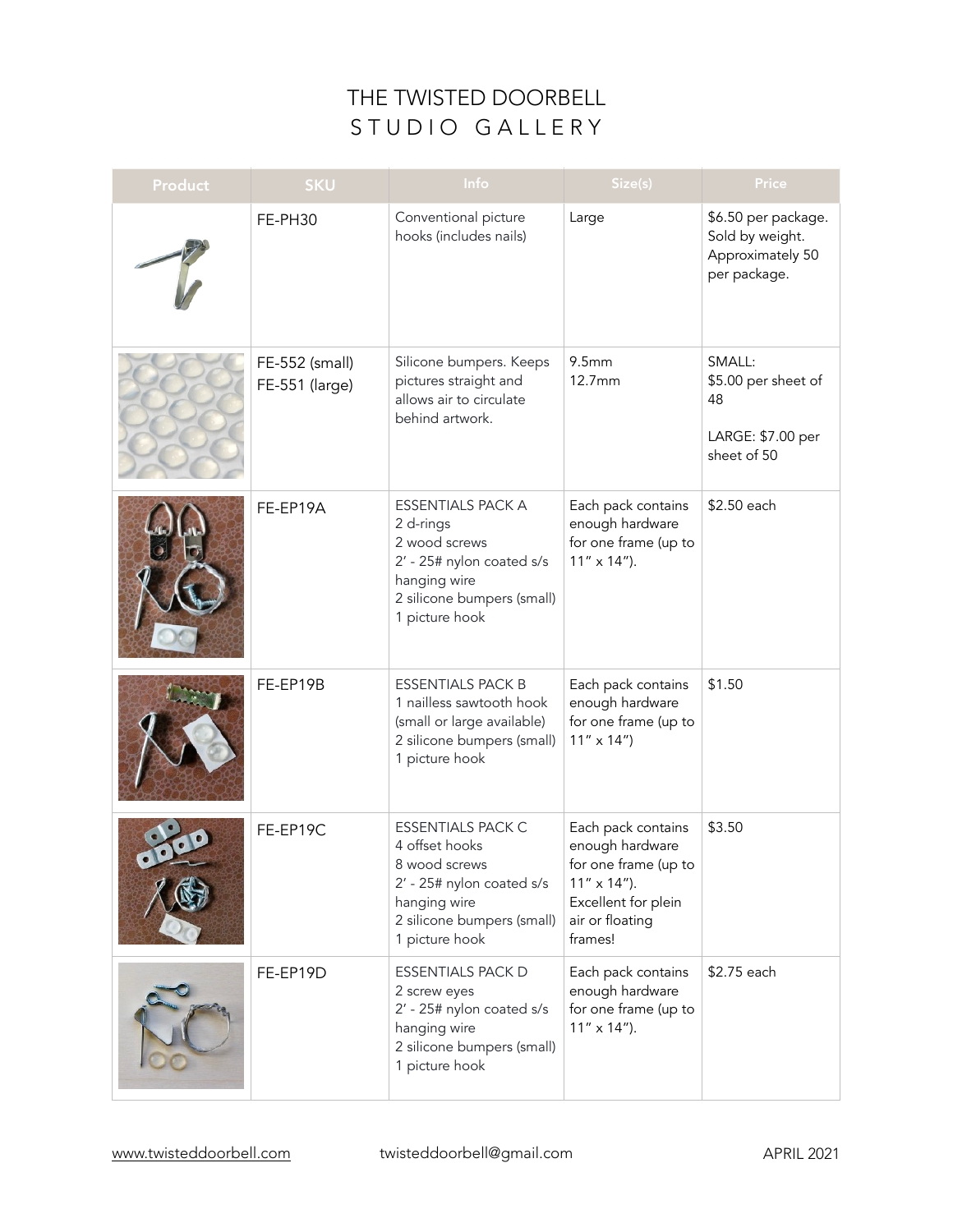# THE TWISTED DOORBELL
## STUDIO GALLERY

| Product | SKU | Info | Size(s) | Price |
|---|---|---|---|---|
| | FE-PH30 | Conventional picture hooks (includes nails) | Large | $6.50 per package. Sold by weight. Approximately 50 per package. |
| | FE-552 (small)<br>FE-551 (large) | Silicone bumpers. Keeps pictures straight and allows air to circulate behind artwork. | 9.5mm<br>12.7mm | SMALL: $5.00 per sheet of 48<br><br>LARGE: $7.00 per sheet of 50 |
| | FE-EP19A | ESSENTIALS PACK A<br>2 d-rings<br>2 wood screws<br>2' - 25# nylon coated s/s hanging wire<br>2 silicone bumpers (small)<br>1 picture hook | Each pack contains enough hardware for one frame (up to 11" x 14"). | $2.50 each |
| | FE-EP19B | ESSENTIALS PACK B<br>1 nailless sawtooth hook (small or large available)<br>2 silicone bumpers (small)<br>1 picture hook | Each pack contains enough hardware for one frame (up to 11" x 14") | $1.50 |
| | FE-EP19C | ESSENTIALS PACK C<br>4 offset hooks<br>8 wood screws<br>2' - 25# nylon coated s/s hanging wire<br>2 silicone bumpers (small)<br>1 picture hook | Each pack contains enough hardware for one frame (up to 11" x 14"). Excellent for plein air or floating frames! | $3.50 |
| | FE-EP19D | ESSENTIALS PACK D<br>2 screw eyes<br>2' - 25# nylon coated s/s hanging wire<br>2 silicone bumpers (small)<br>1 picture hook | Each pack contains enough hardware for one frame (up to 11" x 14"). | $2.75 each |

www.twisteddoorbell.com twisteddoorbell@gmail.com APRIL 2021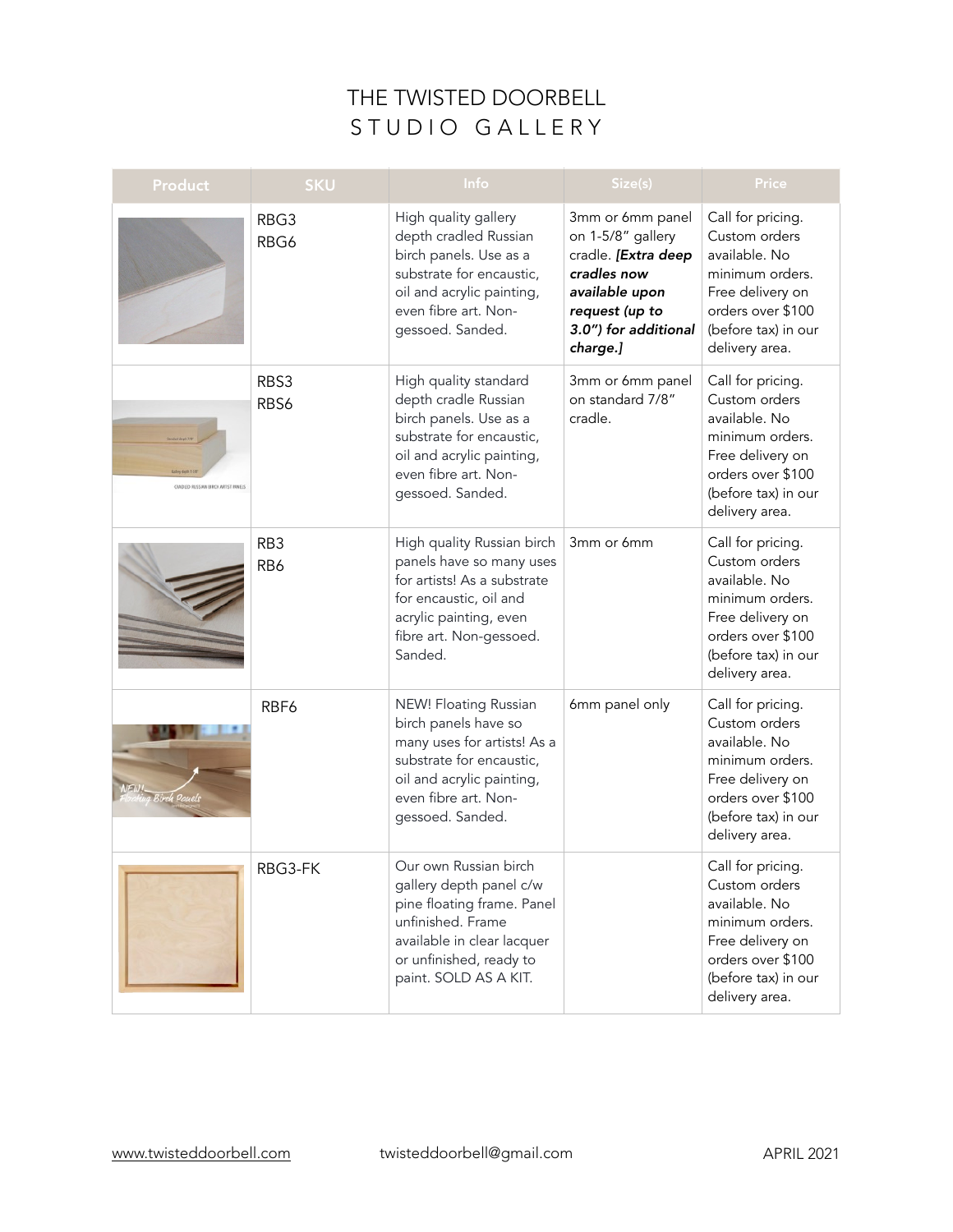# THE TWISTED DOORBELL
## STUDIO GALLERY

| Product | SKU | Info | Size(s) | Price |
|---|---|---|---|---|
| | RBG3<br>RBG6 | High quality gallery depth cradled Russian birch panels. Use as a substrate for encaustic, oil and acrylic painting, even fibre art. Non-gessoed. Sanded. | 3mm or 6mm panel on 1-5/8" gallery cradle. ***[Extra deep cradles now available upon request (up to 3.0") for additional charge.]*** | Call for pricing. Custom orders available. No minimum orders. Free delivery on orders over $100 (before tax) in our delivery area. |
| | RBS3<br>RBS6 | High quality standard depth cradle Russian birch panels. Use as a substrate for encaustic, oil and acrylic painting, even fibre art. Non-gessoed. Sanded. | 3mm or 6mm panel on standard 7/8" cradle. | Call for pricing. Custom orders available. No minimum orders. Free delivery on orders over $100 (before tax) in our delivery area. |
| | RB3<br>RB6 | High quality Russian birch panels have so many uses for artists! As a substrate for encaustic, oil and acrylic painting, even fibre art. Non-gessoed. Sanded. | 3mm or 6mm | Call for pricing. Custom orders available. No minimum orders. Free delivery on orders over $100 (before tax) in our delivery area. |
| | RBF6 | NEW! Floating Russian birch panels have so many uses for artists! As a substrate for encaustic, oil and acrylic painting, even fibre art. Non-gessoed. Sanded. | 6mm panel only | Call for pricing. Custom orders available. No minimum orders. Free delivery on orders over $100 (before tax) in our delivery area. |
| | RBG3-FK | Our own Russian birch gallery depth panel c/w pine floating frame. Panel unfinished. Frame available in clear lacquer or unfinished, ready to paint. SOLD AS A KIT. | | Call for pricing. Custom orders available. No minimum orders. Free delivery on orders over $100 (before tax) in our delivery area. |

www.twisteddoorbell.com twisteddoorbell@gmail.com APRIL 2021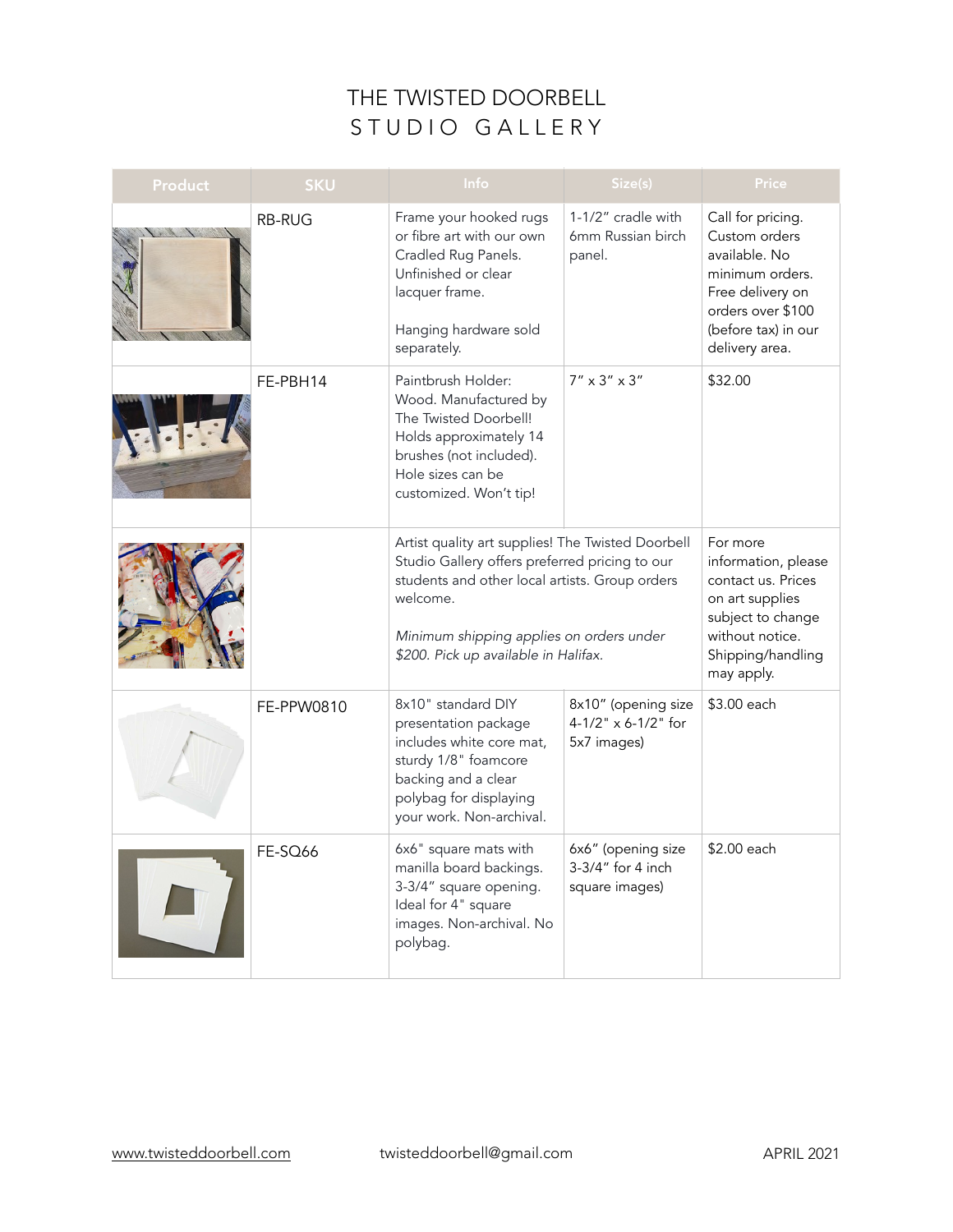# THE TWISTED DOORBELL
## STUDIO GALLERY

| Product | SKU | Info | Size(s) | Price |
|---|---|---|---|---|
| | RB-RUG | Frame your hooked rugs or fibre art with our own Cradled Rug Panels. Unfinished or clear lacquer frame.<br><br>Hanging hardware sold separately. | 1-1/2" cradle with 6mm Russian birch panel. | Call for pricing. Custom orders available. No minimum orders. Free delivery on orders over $100 (before tax) in our delivery area. |
| | FE-PBH14 | Paintbrush Holder: Wood. Manufactured by The Twisted Doorbell! Holds approximately 14 brushes (not included). Hole sizes can be customized. Won't tip! | 7" x 3" x 3" | $32.00 |
| | | Artist quality art supplies! The Twisted Doorbell Studio Gallery offers preferred pricing to our students and other local artists. Group orders welcome.<br><br>*Minimum shipping applies on orders under $200. Pick up available in Halifax.* | | For more information, please contact us. Prices on art supplies subject to change without notice. Shipping/handling may apply. |
| | FE-PPW0810 | 8x10" standard DIY presentation package includes white core mat, sturdy 1/8" foamcore backing and a clear polybag for displaying your work. Non-archival. | 8x10" (opening size 4-1/2" x 6-1/2" for 5x7 images) | $3.00 each |
| | FE-SQ66 | 6x6" square mats with manilla board backings. 3-3/4" square opening. Ideal for 4" square images. Non-archival. No polybag. | 6x6" (opening size 3-3/4" for 4 inch square images) | $2.00 each |

www.twisteddoorbell.com twisteddoorbell@gmail.com APRIL 2021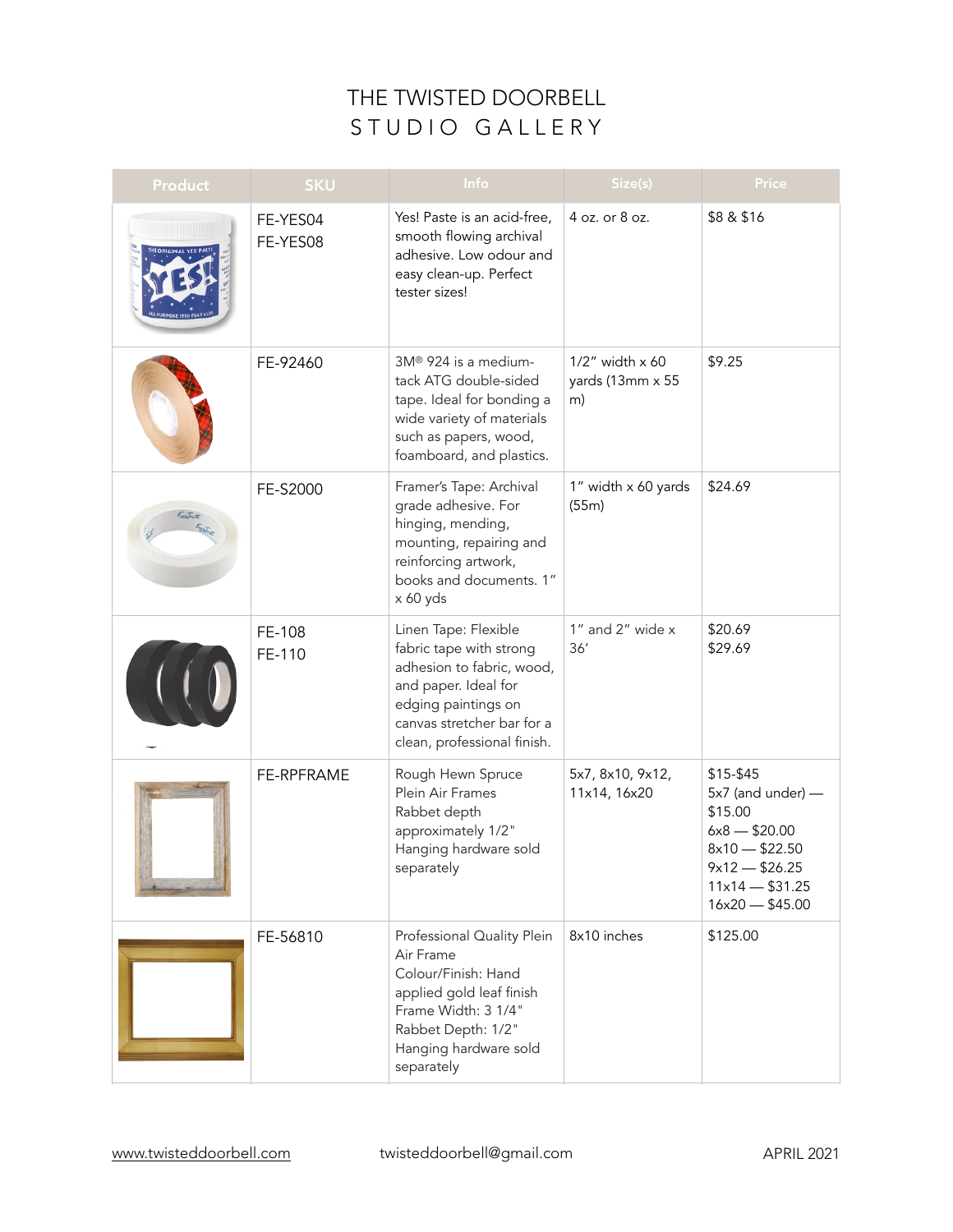# THE TWISTED DOORBELL
## STUDIO GALLERY

| Product | SKU | Info | Size(s) | Price |
|---|---|---|---|---|
| | FE-YES04<br>FE-YES08 | Yes! Paste is an acid-free, smooth flowing archival adhesive. Low odour and easy clean-up. Perfect tester sizes! | 4 oz. or 8 oz. | $8 & $16 |
| | FE-92460 | 3M® 924 is a medium-tack ATG double-sided tape. Ideal for bonding a wide variety of materials such as papers, wood, foamboard, and plastics. | 1/2" width x 60 yards (13mm x 55 m) | $9.25 |
| | FE-S2000 | Framer's Tape: Archival grade adhesive. For hinging, mending, mounting, repairing and reinforcing artwork, books and documents. 1" x 60 yds | 1" width x 60 yards (55m) | $24.69 |
| | FE-108<br>FE-110 | Linen Tape: Flexible fabric tape with strong adhesion to fabric, wood, and paper. Ideal for edging paintings on canvas stretcher bar for a clean, professional finish. | 1" and 2" wide x 36' | $20.69<br>$29.69 |
| | FE-RPFRAME | Rough Hewn Spruce Plein Air Frames Rabbet depth approximately 1/2" Hanging hardware sold separately | 5x7, 8x10, 9x12, 11x14, 16x20 | $15-$45<br>5x7 (and under) — $15.00<br>6x8 — $20.00<br>8x10 — $22.50<br>9x12 — $26.25<br>11x14 — $31.25<br>16x20 — $45.00 |
| | FE-56810 | Professional Quality Plein Air Frame<br>Colour/Finish: Hand applied gold leaf finish<br>Frame Width: 3 1/4"<br>Rabbet Depth: 1/2"<br>Hanging hardware sold separately | 8x10 inches | $125.00 |

www.twisteddoorbell.com twisteddoorbell@gmail.com APRIL 2021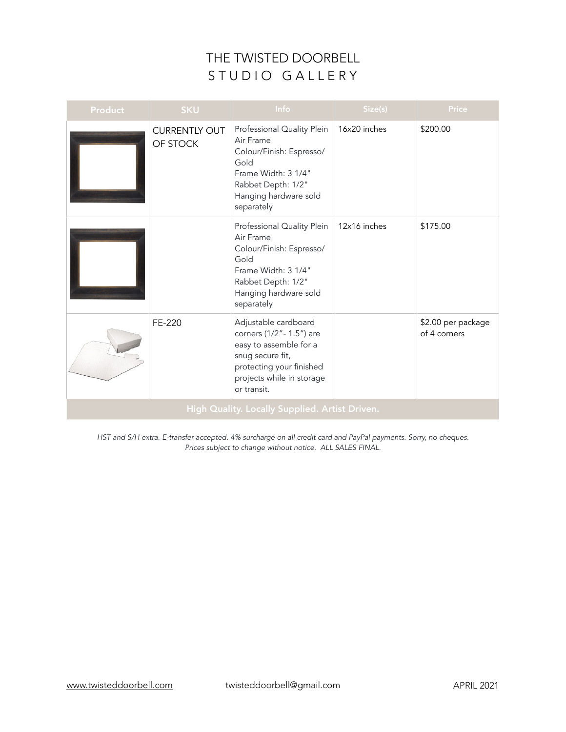# THE TWISTED DOORBELL
## STUDIO GALLERY

| Product | SKU | Info | Size(s) | Price |
|---|---|---|---|---|
| | CURRENTLY OUT OF STOCK | Professional Quality Plein Air Frame<br>Colour/Finish: Espresso/ Gold<br>Frame Width: 3 1/4"<br>Rabbet Depth: 1/2"<br>Hanging hardware sold separately | 16x20 inches | $200.00 |
| | | Professional Quality Plein Air Frame<br>Colour/Finish: Espresso/ Gold<br>Frame Width: 3 1/4"<br>Rabbet Depth: 1/2"<br>Hanging hardware sold separately | 12x16 inches | $175.00 |
| | FE-220 | Adjustable cardboard corners (1/2”- 1.5”) are easy to assemble for a snug secure fit, protecting your finished projects while in storage or transit. | | $2.00 per package of 4 corners |

**High Quality. Locally Supplied. Artist Driven.**

*HST and S/H extra. E-transfer accepted. 4% surcharge on all credit card and PayPal payments. Sorry, no cheques. Prices subject to change without notice. ALL SALES FINAL.*

www.twisteddoorbell.com twisteddoorbell@gmail.com APRIL 2021